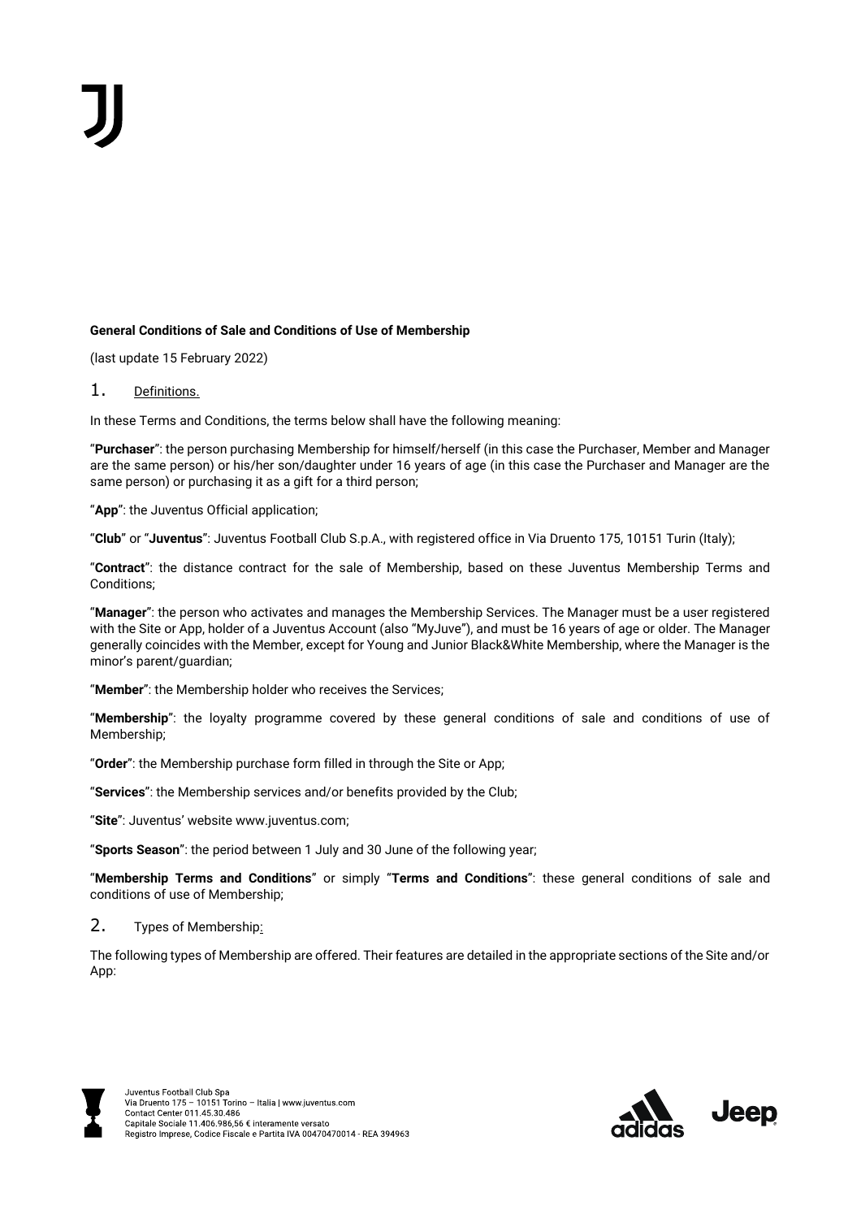**General Conditions of Sale and Conditions of Use of Membership**

(last update 15 February 2022)

## 1. Definitions.

In these Terms and Conditions, the terms below shall have the following meaning:

"**Purchaser**": the person purchasing Membership for himself/herself (in this case the Purchaser, Member and Manager are the same person) or his/her son/daughter under 16 years of age (in this case the Purchaser and Manager are the same person) or purchasing it as a gift for a third person;

"**App**": the Juventus Official application;

"**Club**" or "**Juventus**": Juventus Football Club S.p.A., with registered office in Via Druento 175, 10151 Turin (Italy);

"**Contract**": the distance contract for the sale of Membership, based on these Juventus Membership Terms and Conditions;

"**Manager**": the person who activates and manages the Membership Services. The Manager must be a user registered with the Site or App, holder of a Juventus Account (also "MyJuve"), and must be 16 years of age or older. The Manager generally coincides with the Member, except for Young and Junior Black&White Membership, where the Manager is the minor's parent/guardian;

"**Member**": the Membership holder who receives the Services;

"**Membership**": the loyalty programme covered by these general conditions of sale and conditions of use of Membership;

"**Order**": the Membership purchase form filled in through the Site or App;

"**Services**": the Membership services and/or benefits provided by the Club;

"**Site**": Juventus' website www.juventus.com;

"**Sports Season**": the period between 1 July and 30 June of the following year;

"**Membership Terms and Conditions**" or simply "**Terms and Conditions**": these general conditions of sale and conditions of use of Membership;

## 2. Types of Membership:

The following types of Membership are offered. Their features are detailed in the appropriate sections of the Site and/or App: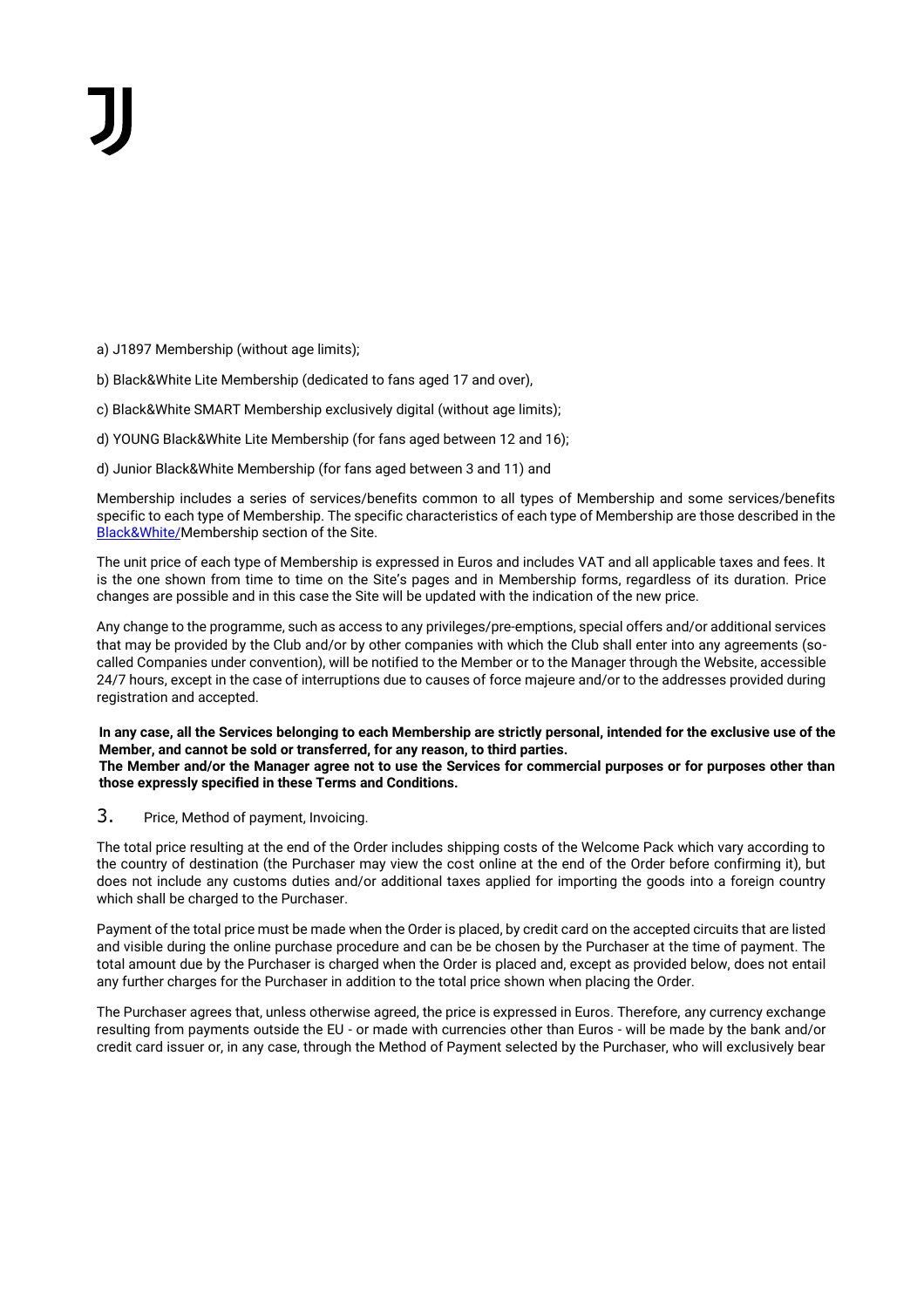a) J1897 Membership (without age limits);

b) Black&White Lite Membership (dedicated to fans aged 17 and over),

c) Black&White SMART Membership exclusively digital (without age limits);

d) YOUNG Black&White Lite Membership (for fans aged between 12 and 16);

d) Junior Black&White Membership (for fans aged between 3 and 11) and

Membership includes a series of services/benefits common to all types of Membership and some services/benefits specific to each type of Membership. The specific characteristics of each type of Membership are those described in the Black&White/Membership section of the Site.

The unit price of each type of Membership is expressed in Euros and includes VAT and all applicable taxes and fees. It is the one shown from time to time on the Site's pages and in Membership forms, regardless of its duration. Price changes are possible and in this case the Site will be updated with the indication of the new price.

Any change to the programme, such as access to any privileges/pre-emptions, special offers and/or additional services that may be provided by the Club and/or by other companies with which the Club shall enter into any agreements (so-called Companies under convention), will be notified to the Member or to the Manager through the Website, accessible 24/7 hours, except in the case of interruptions due to causes of force majeure and/or to the addresses provided during registration and accepted.

**In any case, all the Services belonging to each Membership are strictly personal, intended for the exclusive use of the Member, and cannot be sold or transferred, for any reason, to third parties.**
**The Member and/or the Manager agree not to use the Services for commercial purposes or for purposes other than those expressly specified in these Terms and Conditions.**

## 3. Price, Method of payment, Invoicing.

The total price resulting at the end of the Order includes shipping costs of the Welcome Pack which vary according to the country of destination (the Purchaser may view the cost online at the end of the Order before confirming it), but does not include any customs duties and/or additional taxes applied for importing the goods into a foreign country which shall be charged to the Purchaser.

Payment of the total price must be made when the Order is placed, by credit card on the accepted circuits that are listed and visible during the online purchase procedure and can be be chosen by the Purchaser at the time of payment. The total amount due by the Purchaser is charged when the Order is placed and, except as provided below, does not entail any further charges for the Purchaser in addition to the total price shown when placing the Order.

The Purchaser agrees that, unless otherwise agreed, the price is expressed in Euros. Therefore, any currency exchange resulting from payments outside the EU - or made with currencies other than Euros - will be made by the bank and/or credit card issuer or, in any case, through the Method of Payment selected by the Purchaser, who will exclusively bear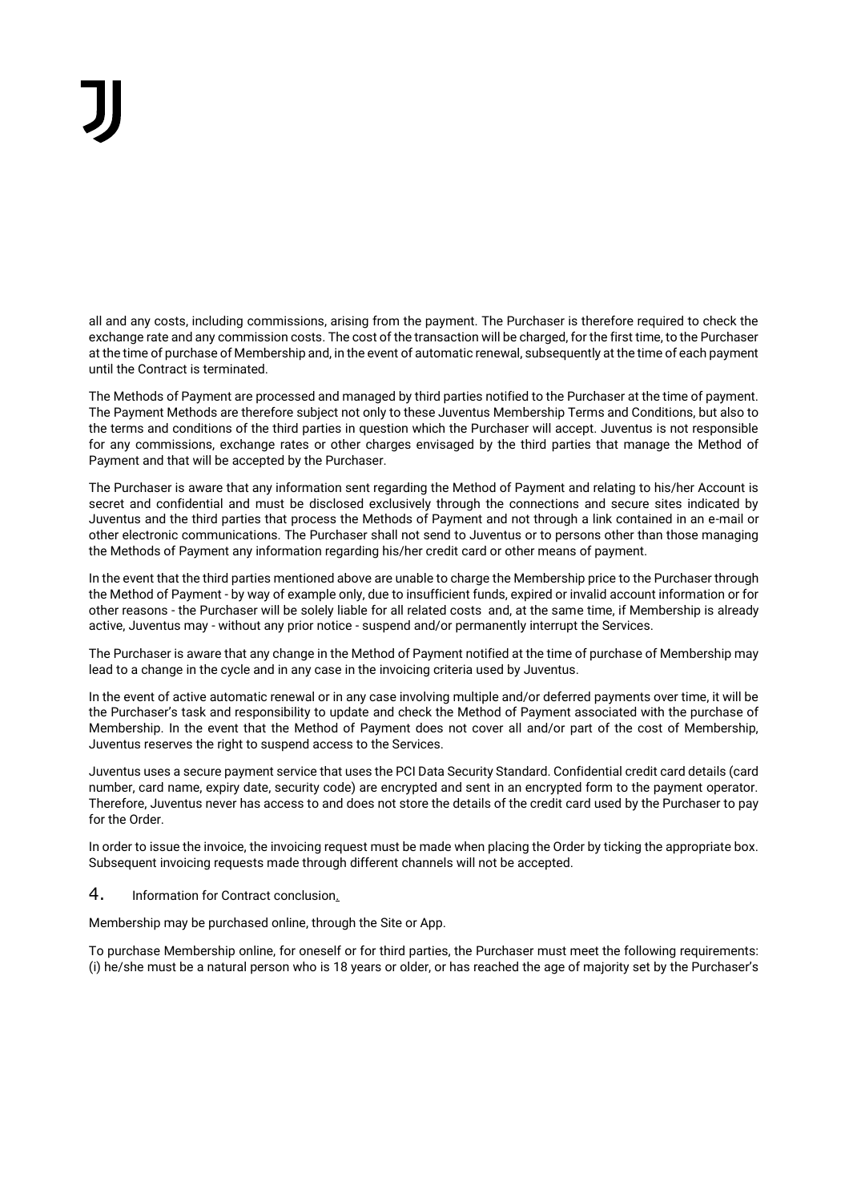all and any costs, including commissions, arising from the payment. The Purchaser is therefore required to check the exchange rate and any commission costs. The cost of the transaction will be charged, for the first time, to the Purchaser at the time of purchase of Membership and, in the event of automatic renewal, subsequently at the time of each payment until the Contract is terminated.

The Methods of Payment are processed and managed by third parties notified to the Purchaser at the time of payment. The Payment Methods are therefore subject not only to these Juventus Membership Terms and Conditions, but also to the terms and conditions of the third parties in question which the Purchaser will accept. Juventus is not responsible for any commissions, exchange rates or other charges envisaged by the third parties that manage the Method of Payment and that will be accepted by the Purchaser.

The Purchaser is aware that any information sent regarding the Method of Payment and relating to his/her Account is secret and confidential and must be disclosed exclusively through the connections and secure sites indicated by Juventus and the third parties that process the Methods of Payment and not through a link contained in an e-mail or other electronic communications. The Purchaser shall not send to Juventus or to persons other than those managing the Methods of Payment any information regarding his/her credit card or other means of payment.

In the event that the third parties mentioned above are unable to charge the Membership price to the Purchaser through the Method of Payment - by way of example only, due to insufficient funds, expired or invalid account information or for other reasons - the Purchaser will be solely liable for all related costs and, at the same time, if Membership is already active, Juventus may - without any prior notice - suspend and/or permanently interrupt the Services.

The Purchaser is aware that any change in the Method of Payment notified at the time of purchase of Membership may lead to a change in the cycle and in any case in the invoicing criteria used by Juventus.

In the event of active automatic renewal or in any case involving multiple and/or deferred payments over time, it will be the Purchaser's task and responsibility to update and check the Method of Payment associated with the purchase of Membership. In the event that the Method of Payment does not cover all and/or part of the cost of Membership, Juventus reserves the right to suspend access to the Services.

Juventus uses a secure payment service that uses the PCI Data Security Standard. Confidential credit card details (card number, card name, expiry date, security code) are encrypted and sent in an encrypted form to the payment operator. Therefore, Juventus never has access to and does not store the details of the credit card used by the Purchaser to pay for the Order.

In order to issue the invoice, the invoicing request must be made when placing the Order by ticking the appropriate box. Subsequent invoicing requests made through different channels will not be accepted.

## 4. Information for Contract conclusion.

Membership may be purchased online, through the Site or App.

To purchase Membership online, for oneself or for third parties, the Purchaser must meet the following requirements: (i) he/she must be a natural person who is 18 years or older, or has reached the age of majority set by the Purchaser's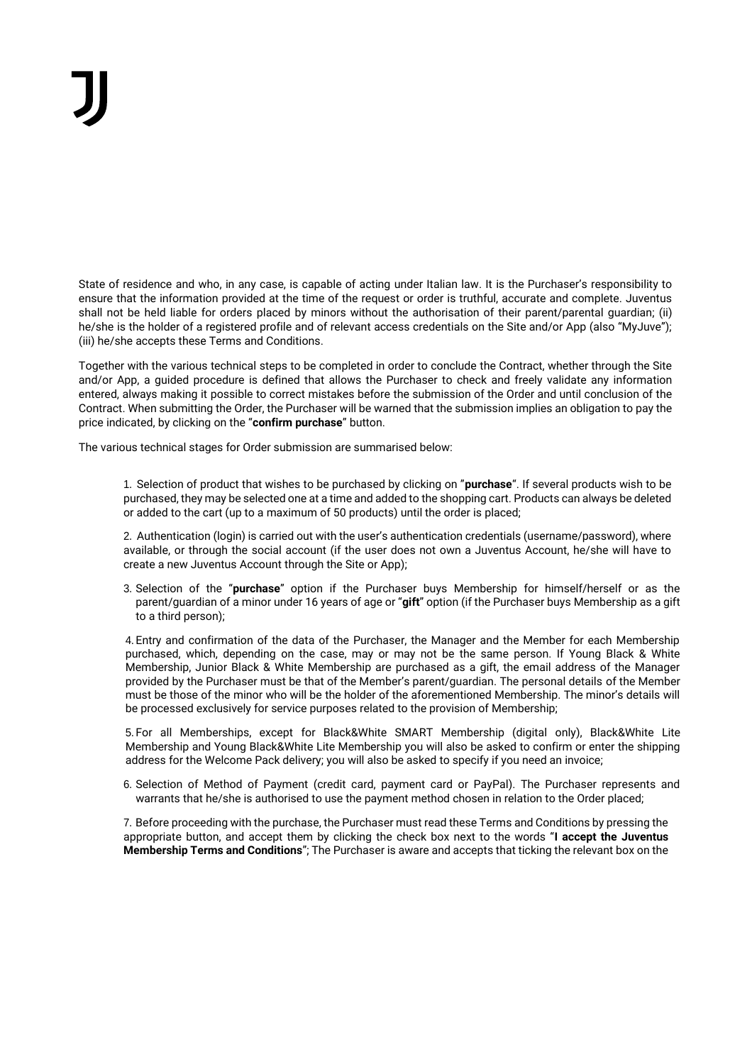State of residence and who, in any case, is capable of acting under Italian law. It is the Purchaser's responsibility to ensure that the information provided at the time of the request or order is truthful, accurate and complete. Juventus shall not be held liable for orders placed by minors without the authorisation of their parent/parental guardian; (ii) he/she is the holder of a registered profile and of relevant access credentials on the Site and/or App (also "MyJuve"); (iii) he/she accepts these Terms and Conditions.

Together with the various technical steps to be completed in order to conclude the Contract, whether through the Site and/or App, a guided procedure is defined that allows the Purchaser to check and freely validate any information entered, always making it possible to correct mistakes before the submission of the Order and until conclusion of the Contract. When submitting the Order, the Purchaser will be warned that the submission implies an obligation to pay the price indicated, by clicking on the "**confirm purchase**" button.

The various technical stages for Order submission are summarised below:

1. Selection of product that wishes to be purchased by clicking on "**purchase**". If several products wish to be purchased, they may be selected one at a time and added to the shopping cart. Products can always be deleted or added to the cart (up to a maximum of 50 products) until the order is placed;

2. Authentication (login) is carried out with the user's authentication credentials (username/password), where available, or through the social account (if the user does not own a Juventus Account, he/she will have to create a new Juventus Account through the Site or App);

3. Selection of the "**purchase**" option if the Purchaser buys Membership for himself/herself or as the parent/guardian of a minor under 16 years of age or "**gift**" option (if the Purchaser buys Membership as a gift to a third person);

4. Entry and confirmation of the data of the Purchaser, the Manager and the Member for each Membership purchased, which, depending on the case, may or may not be the same person. If Young Black & White Membership, Junior Black & White Membership are purchased as a gift, the email address of the Manager provided by the Purchaser must be that of the Member's parent/guardian. The personal details of the Member must be those of the minor who will be the holder of the aforementioned Membership. The minor's details will be processed exclusively for service purposes related to the provision of Membership;

5. For all Memberships, except for Black&White SMART Membership (digital only), Black&White Lite Membership and Young Black&White Lite Membership you will also be asked to confirm or enter the shipping address for the Welcome Pack delivery; you will also be asked to specify if you need an invoice;

6. Selection of Method of Payment (credit card, payment card or PayPal). The Purchaser represents and warrants that he/she is authorised to use the payment method chosen in relation to the Order placed;

7. Before proceeding with the purchase, the Purchaser must read these Terms and Conditions by pressing the appropriate button, and accept them by clicking the check box next to the words "**I accept the Juventus Membership Terms and Conditions**"; The Purchaser is aware and accepts that ticking the relevant box on the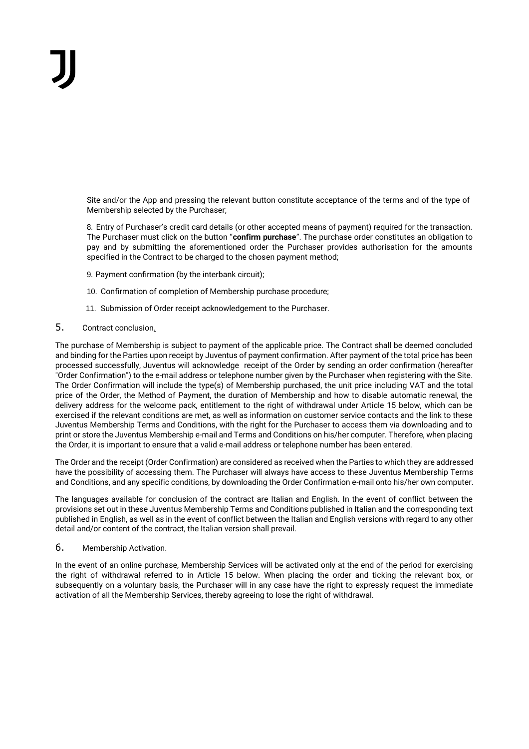Site and/or the App and pressing the relevant button constitute acceptance of the terms and of the type of Membership selected by the Purchaser;

8. Entry of Purchaser's credit card details (or other accepted means of payment) required for the transaction. The Purchaser must click on the button "**confirm purchase**". The purchase order constitutes an obligation to pay and by submitting the aforementioned order the Purchaser provides authorisation for the amounts specified in the Contract to be charged to the chosen payment method;

9. Payment confirmation (by the interbank circuit);

10. Confirmation of completion of Membership purchase procedure;

11. Submission of Order receipt acknowledgement to the Purchaser.

## 5. Contract conclusion.

The purchase of Membership is subject to payment of the applicable price. The Contract shall be deemed concluded and binding for the Parties upon receipt by Juventus of payment confirmation. After payment of the total price has been processed successfully, Juventus will acknowledge receipt of the Order by sending an order confirmation (hereafter "Order Confirmation") to the e-mail address or telephone number given by the Purchaser when registering with the Site. The Order Confirmation will include the type(s) of Membership purchased, the unit price including VAT and the total price of the Order, the Method of Payment, the duration of Membership and how to disable automatic renewal, the delivery address for the welcome pack, entitlement to the right of withdrawal under Article 15 below, which can be exercised if the relevant conditions are met, as well as information on customer service contacts and the link to these Juventus Membership Terms and Conditions, with the right for the Purchaser to access them via downloading and to print or store the Juventus Membership e-mail and Terms and Conditions on his/her computer. Therefore, when placing the Order, it is important to ensure that a valid e-mail address or telephone number has been entered.

The Order and the receipt (Order Confirmation) are considered as received when the Parties to which they are addressed have the possibility of accessing them. The Purchaser will always have access to these Juventus Membership Terms and Conditions, and any specific conditions, by downloading the Order Confirmation e-mail onto his/her own computer.

The languages available for conclusion of the contract are Italian and English. In the event of conflict between the provisions set out in these Juventus Membership Terms and Conditions published in Italian and the corresponding text published in English, as well as in the event of conflict between the Italian and English versions with regard to any other detail and/or content of the contract, the Italian version shall prevail.

## 6. Membership Activation.

In the event of an online purchase, Membership Services will be activated only at the end of the period for exercising the right of withdrawal referred to in Article 15 below. When placing the order and ticking the relevant box, or subsequently on a voluntary basis, the Purchaser will in any case have the right to expressly request the immediate activation of all the Membership Services, thereby agreeing to lose the right of withdrawal.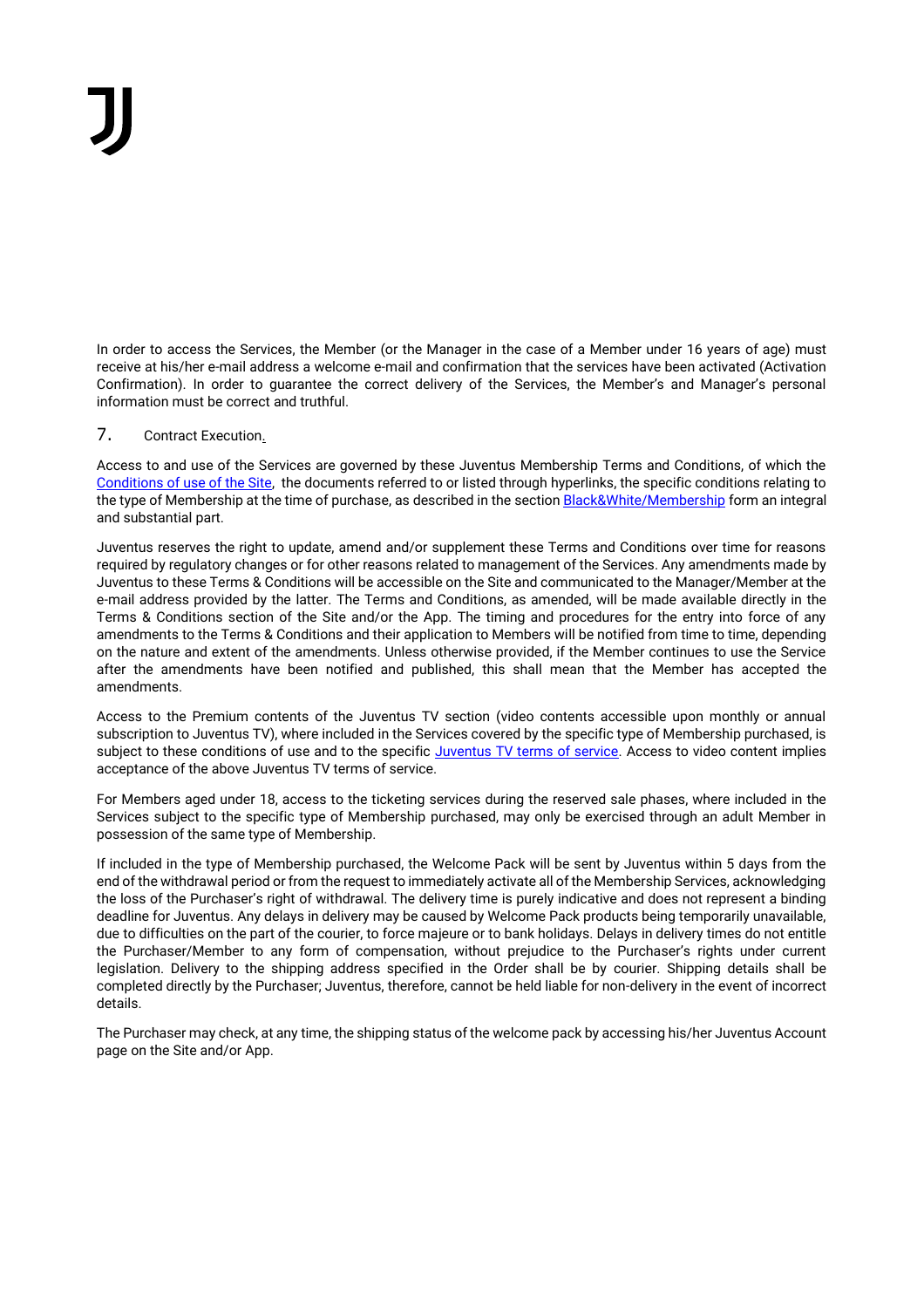In order to access the Services, the Member (or the Manager in the case of a Member under 16 years of age) must receive at his/her e-mail address a welcome e-mail and confirmation that the services have been activated (Activation Confirmation). In order to guarantee the correct delivery of the Services, the Member's and Manager's personal information must be correct and truthful.

## 7. Contract Execution.

Access to and use of the Services are governed by these Juventus Membership Terms and Conditions, of which the Conditions of use of the Site, the documents referred to or listed through hyperlinks, the specific conditions relating to the type of Membership at the time of purchase, as described in the section Black&White/Membership form an integral and substantial part.

Juventus reserves the right to update, amend and/or supplement these Terms and Conditions over time for reasons required by regulatory changes or for other reasons related to management of the Services. Any amendments made by Juventus to these Terms & Conditions will be accessible on the Site and communicated to the Manager/Member at the e-mail address provided by the latter. The Terms and Conditions, as amended, will be made available directly in the Terms & Conditions section of the Site and/or the App. The timing and procedures for the entry into force of any amendments to the Terms & Conditions and their application to Members will be notified from time to time, depending on the nature and extent of the amendments. Unless otherwise provided, if the Member continues to use the Service after the amendments have been notified and published, this shall mean that the Member has accepted the amendments.

Access to the Premium contents of the Juventus TV section (video contents accessible upon monthly or annual subscription to Juventus TV), where included in the Services covered by the specific type of Membership purchased, is subject to these conditions of use and to the specific Juventus TV terms of service. Access to video content implies acceptance of the above Juventus TV terms of service.

For Members aged under 18, access to the ticketing services during the reserved sale phases, where included in the Services subject to the specific type of Membership purchased, may only be exercised through an adult Member in possession of the same type of Membership.

If included in the type of Membership purchased, the Welcome Pack will be sent by Juventus within 5 days from the end of the withdrawal period or from the request to immediately activate all of the Membership Services, acknowledging the loss of the Purchaser's right of withdrawal. The delivery time is purely indicative and does not represent a binding deadline for Juventus. Any delays in delivery may be caused by Welcome Pack products being temporarily unavailable, due to difficulties on the part of the courier, to force majeure or to bank holidays. Delays in delivery times do not entitle the Purchaser/Member to any form of compensation, without prejudice to the Purchaser's rights under current legislation. Delivery to the shipping address specified in the Order shall be by courier. Shipping details shall be completed directly by the Purchaser; Juventus, therefore, cannot be held liable for non-delivery in the event of incorrect details.

The Purchaser may check, at any time, the shipping status of the welcome pack by accessing his/her Juventus Account page on the Site and/or App.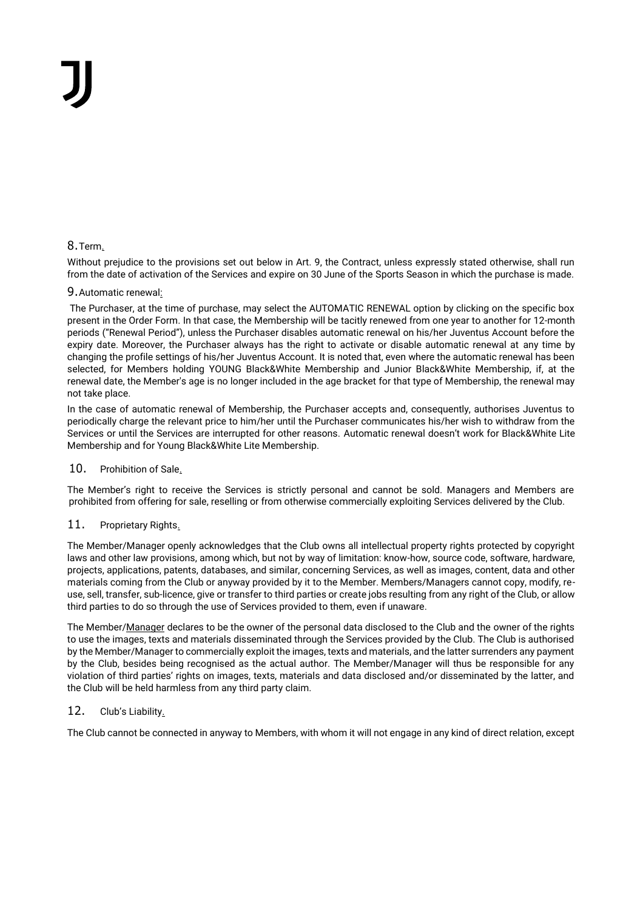## 8. Term.

Without prejudice to the provisions set out below in Art. 9, the Contract, unless expressly stated otherwise, shall run from the date of activation of the Services and expire on 30 June of the Sports Season in which the purchase is made.

## 9. Automatic renewal:

The Purchaser, at the time of purchase, may select the AUTOMATIC RENEWAL option by clicking on the specific box present in the Order Form. In that case, the Membership will be tacitly renewed from one year to another for 12-month periods ("Renewal Period"), unless the Purchaser disables automatic renewal on his/her Juventus Account before the expiry date. Moreover, the Purchaser always has the right to activate or disable automatic renewal at any time by changing the profile settings of his/her Juventus Account. It is noted that, even where the automatic renewal has been selected, for Members holding YOUNG Black&White Membership and Junior Black&White Membership, if, at the renewal date, the Member's age is no longer included in the age bracket for that type of Membership, the renewal may not take place.

In the case of automatic renewal of Membership, the Purchaser accepts and, consequently, authorises Juventus to periodically charge the relevant price to him/her until the Purchaser communicates his/her wish to withdraw from the Services or until the Services are interrupted for other reasons. Automatic renewal doesn't work for Black&White Lite Membership and for Young Black&White Lite Membership.

## 10. Prohibition of Sale.

The Member's right to receive the Services is strictly personal and cannot be sold. Managers and Members are prohibited from offering for sale, reselling or from otherwise commercially exploiting Services delivered by the Club.

## 11. Proprietary Rights.

The Member/Manager openly acknowledges that the Club owns all intellectual property rights protected by copyright laws and other law provisions, among which, but not by way of limitation: know-how, source code, software, hardware, projects, applications, patents, databases, and similar, concerning Services, as well as images, content, data and other materials coming from the Club or anyway provided by it to the Member. Members/Managers cannot copy, modify, re-use, sell, transfer, sub-licence, give or transfer to third parties or create jobs resulting from any right of the Club, or allow third parties to do so through the use of Services provided to them, even if unaware.

The Member/Manager declares to be the owner of the personal data disclosed to the Club and the owner of the rights to use the images, texts and materials disseminated through the Services provided by the Club. The Club is authorised by the Member/Manager to commercially exploit the images, texts and materials, and the latter surrenders any payment by the Club, besides being recognised as the actual author. The Member/Manager will thus be responsible for any violation of third parties' rights on images, texts, materials and data disclosed and/or disseminated by the latter, and the Club will be held harmless from any third party claim.

## 12. Club's Liability.

The Club cannot be connected in anyway to Members, with whom it will not engage in any kind of direct relation, except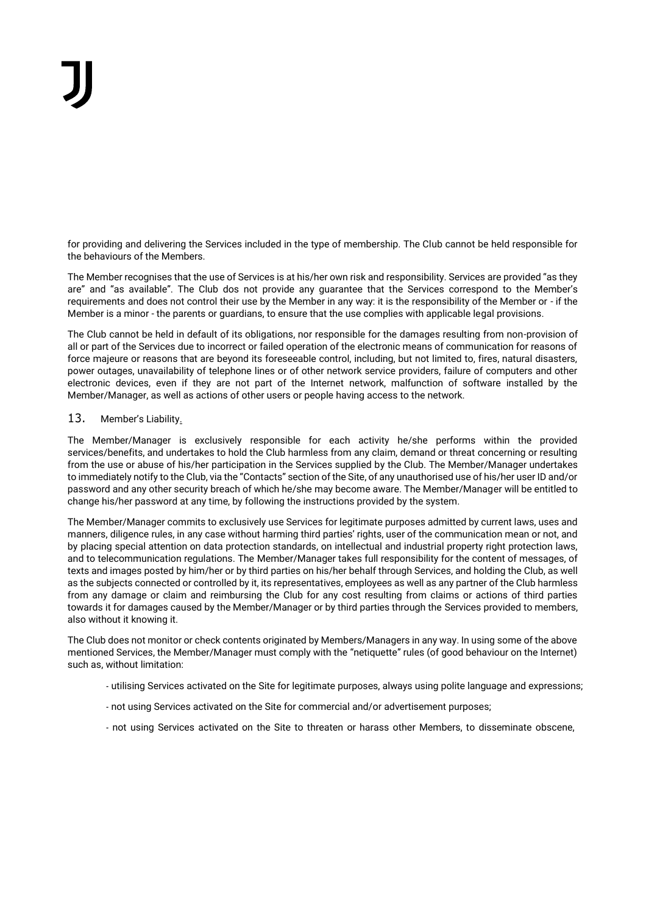for providing and delivering the Services included in the type of membership. The Club cannot be held responsible for the behaviours of the Members.

The Member recognises that the use of Services is at his/her own risk and responsibility. Services are provided "as they are" and "as available". The Club dos not provide any guarantee that the Services correspond to the Member's requirements and does not control their use by the Member in any way: it is the responsibility of the Member or - if the Member is a minor - the parents or guardians, to ensure that the use complies with applicable legal provisions.

The Club cannot be held in default of its obligations, nor responsible for the damages resulting from non-provision of all or part of the Services due to incorrect or failed operation of the electronic means of communication for reasons of force majeure or reasons that are beyond its foreseeable control, including, but not limited to, fires, natural disasters, power outages, unavailability of telephone lines or of other network service providers, failure of computers and other electronic devices, even if they are not part of the Internet network, malfunction of software installed by the Member/Manager, as well as actions of other users or people having access to the network.

## 13. Member's Liability.

The Member/Manager is exclusively responsible for each activity he/she performs within the provided services/benefits, and undertakes to hold the Club harmless from any claim, demand or threat concerning or resulting from the use or abuse of his/her participation in the Services supplied by the Club. The Member/Manager undertakes to immediately notify to the Club, via the "Contacts" section of the Site, of any unauthorised use of his/her user ID and/or password and any other security breach of which he/she may become aware. The Member/Manager will be entitled to change his/her password at any time, by following the instructions provided by the system.

The Member/Manager commits to exclusively use Services for legitimate purposes admitted by current laws, uses and manners, diligence rules, in any case without harming third parties' rights, user of the communication mean or not, and by placing special attention on data protection standards, on intellectual and industrial property right protection laws, and to telecommunication regulations. The Member/Manager takes full responsibility for the content of messages, of texts and images posted by him/her or by third parties on his/her behalf through Services, and holding the Club, as well as the subjects connected or controlled by it, its representatives, employees as well as any partner of the Club harmless from any damage or claim and reimbursing the Club for any cost resulting from claims or actions of third parties towards it for damages caused by the Member/Manager or by third parties through the Services provided to members, also without it knowing it.

The Club does not monitor or check contents originated by Members/Managers in any way. In using some of the above mentioned Services, the Member/Manager must comply with the "netiquette" rules (of good behaviour on the Internet) such as, without limitation:

- utilising Services activated on the Site for legitimate purposes, always using polite language and expressions;
- not using Services activated on the Site for commercial and/or advertisement purposes;
- not using Services activated on the Site to threaten or harass other Members, to disseminate obscene,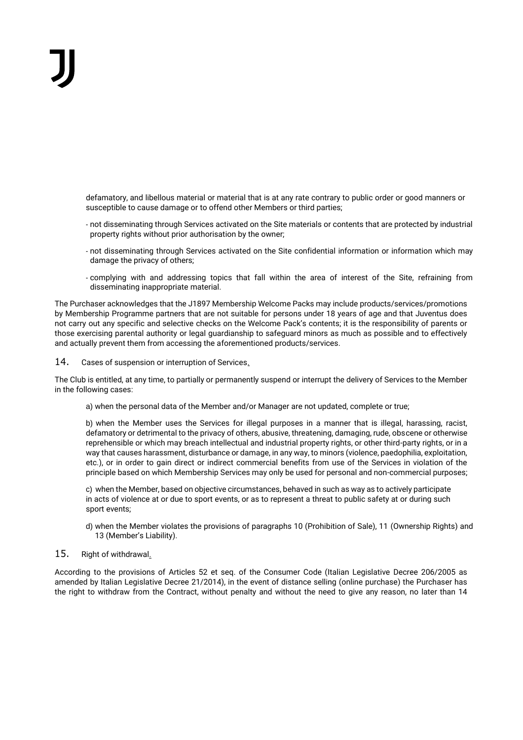defamatory, and libellous material or material that is at any rate contrary to public order or good manners or susceptible to cause damage or to offend other Members or third parties;

- not disseminating through Services activated on the Site materials or contents that are protected by industrial property rights without prior authorisation by the owner;
- not disseminating through Services activated on the Site confidential information or information which may damage the privacy of others;
- complying with and addressing topics that fall within the area of interest of the Site, refraining from disseminating inappropriate material.

The Purchaser acknowledges that the J1897 Membership Welcome Packs may include products/services/promotions by Membership Programme partners that are not suitable for persons under 18 years of age and that Juventus does not carry out any specific and selective checks on the Welcome Pack's contents; it is the responsibility of parents or those exercising parental authority or legal guardianship to safeguard minors as much as possible and to effectively and actually prevent them from accessing the aforementioned products/services.

## 14. Cases of suspension or interruption of Services.

The Club is entitled, at any time, to partially or permanently suspend or interrupt the delivery of Services to the Member in the following cases:

a) when the personal data of the Member and/or Manager are not updated, complete or true;

b) when the Member uses the Services for illegal purposes in a manner that is illegal, harassing, racist, defamatory or detrimental to the privacy of others, abusive, threatening, damaging, rude, obscene or otherwise reprehensible or which may breach intellectual and industrial property rights, or other third-party rights, or in a way that causes harassment, disturbance or damage, in any way, to minors (violence, paedophilia, exploitation, etc.), or in order to gain direct or indirect commercial benefits from use of the Services in violation of the principle based on which Membership Services may only be used for personal and non-commercial purposes;

c) when the Member, based on objective circumstances, behaved in such as way as to actively participate in acts of violence at or due to sport events, or as to represent a threat to public safety at or during such sport events;

d) when the Member violates the provisions of paragraphs 10 (Prohibition of Sale), 11 (Ownership Rights) and 13 (Member's Liability).

## 15. Right of withdrawal.

According to the provisions of Articles 52 et seq. of the Consumer Code (Italian Legislative Decree 206/2005 as amended by Italian Legislative Decree 21/2014), in the event of distance selling (online purchase) the Purchaser has the right to withdraw from the Contract, without penalty and without the need to give any reason, no later than 14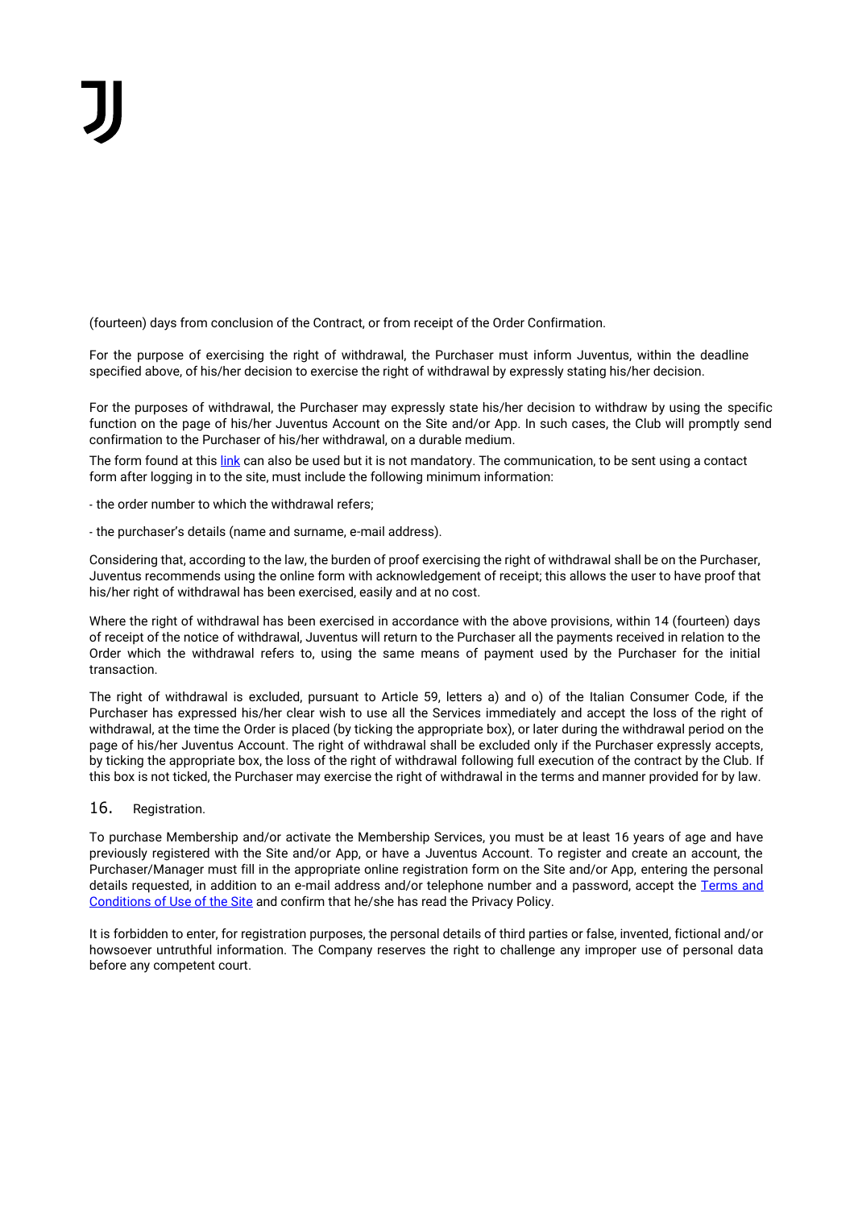(fourteen) days from conclusion of the Contract, or from receipt of the Order Confirmation.

For the purpose of exercising the right of withdrawal, the Purchaser must inform Juventus, within the deadline specified above, of his/her decision to exercise the right of withdrawal by expressly stating his/her decision.

For the purposes of withdrawal, the Purchaser may expressly state his/her decision to withdraw by using the specific function on the page of his/her Juventus Account on the Site and/or App. In such cases, the Club will promptly send confirmation to the Purchaser of his/her withdrawal, on a durable medium.

The form found at this link can also be used but it is not mandatory. The communication, to be sent using a contact form after logging in to the site, must include the following minimum information:

- the order number to which the withdrawal refers;

- the purchaser's details (name and surname, e-mail address).

Considering that, according to the law, the burden of proof exercising the right of withdrawal shall be on the Purchaser, Juventus recommends using the online form with acknowledgement of receipt; this allows the user to have proof that his/her right of withdrawal has been exercised, easily and at no cost.

Where the right of withdrawal has been exercised in accordance with the above provisions, within 14 (fourteen) days of receipt of the notice of withdrawal, Juventus will return to the Purchaser all the payments received in relation to the Order which the withdrawal refers to, using the same means of payment used by the Purchaser for the initial transaction.

The right of withdrawal is excluded, pursuant to Article 59, letters a) and o) of the Italian Consumer Code, if the Purchaser has expressed his/her clear wish to use all the Services immediately and accept the loss of the right of withdrawal, at the time the Order is placed (by ticking the appropriate box), or later during the withdrawal period on the page of his/her Juventus Account. The right of withdrawal shall be excluded only if the Purchaser expressly accepts, by ticking the appropriate box, the loss of the right of withdrawal following full execution of the contract by the Club. If this box is not ticked, the Purchaser may exercise the right of withdrawal in the terms and manner provided for by law.

## 16. Registration.

To purchase Membership and/or activate the Membership Services, you must be at least 16 years of age and have previously registered with the Site and/or App, or have a Juventus Account. To register and create an account, the Purchaser/Manager must fill in the appropriate online registration form on the Site and/or App, entering the personal details requested, in addition to an e-mail address and/or telephone number and a password, accept the Terms and Conditions of Use of the Site and confirm that he/she has read the Privacy Policy.

It is forbidden to enter, for registration purposes, the personal details of third parties or false, invented, fictional and/or howsoever untruthful information. The Company reserves the right to challenge any improper use of personal data before any competent court.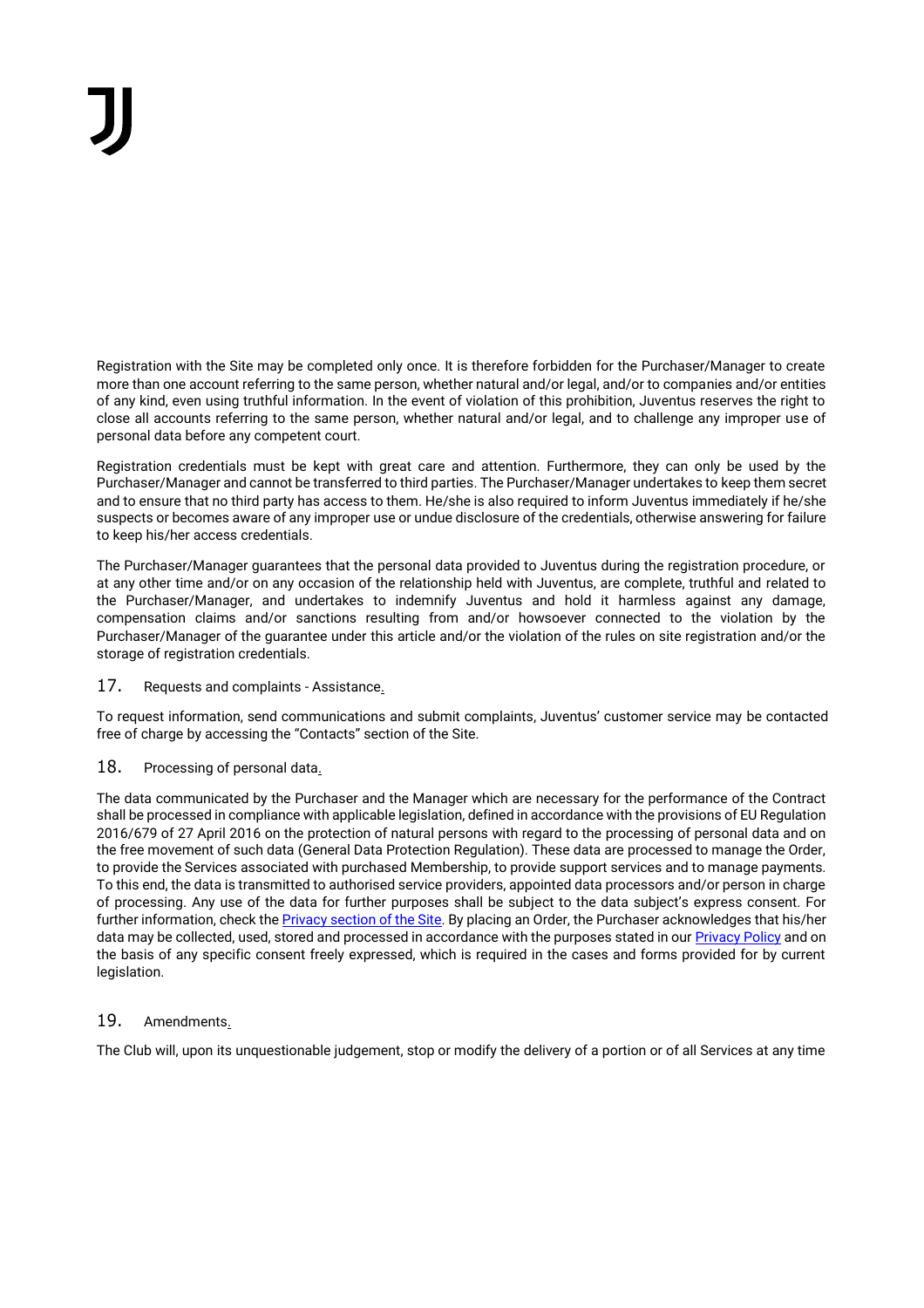Registration with the Site may be completed only once. It is therefore forbidden for the Purchaser/Manager to create more than one account referring to the same person, whether natural and/or legal, and/or to companies and/or entities of any kind, even using truthful information. In the event of violation of this prohibition, Juventus reserves the right to close all accounts referring to the same person, whether natural and/or legal, and to challenge any improper use of personal data before any competent court.

Registration credentials must be kept with great care and attention. Furthermore, they can only be used by the Purchaser/Manager and cannot be transferred to third parties. The Purchaser/Manager undertakes to keep them secret and to ensure that no third party has access to them. He/she is also required to inform Juventus immediately if he/she suspects or becomes aware of any improper use or undue disclosure of the credentials, otherwise answering for failure to keep his/her access credentials.

The Purchaser/Manager guarantees that the personal data provided to Juventus during the registration procedure, or at any other time and/or on any occasion of the relationship held with Juventus, are complete, truthful and related to the Purchaser/Manager, and undertakes to indemnify Juventus and hold it harmless against any damage, compensation claims and/or sanctions resulting from and/or howsoever connected to the violation by the Purchaser/Manager of the guarantee under this article and/or the violation of the rules on site registration and/or the storage of registration credentials.

## 17. Requests and complaints - Assistance.

To request information, send communications and submit complaints, Juventus' customer service may be contacted free of charge by accessing the "Contacts" section of the Site.

## 18. Processing of personal data.

The data communicated by the Purchaser and the Manager which are necessary for the performance of the Contract shall be processed in compliance with applicable legislation, defined in accordance with the provisions of EU Regulation 2016/679 of 27 April 2016 on the protection of natural persons with regard to the processing of personal data and on the free movement of such data (General Data Protection Regulation). These data are processed to manage the Order, to provide the Services associated with purchased Membership, to provide support services and to manage payments. To this end, the data is transmitted to authorised service providers, appointed data processors and/or person in charge of processing. Any use of the data for further purposes shall be subject to the data subject's express consent. For further information, check the Privacy section of the Site. By placing an Order, the Purchaser acknowledges that his/her data may be collected, used, stored and processed in accordance with the purposes stated in our Privacy Policy and on the basis of any specific consent freely expressed, which is required in the cases and forms provided for by current legislation.

## 19. Amendments.

The Club will, upon its unquestionable judgement, stop or modify the delivery of a portion or of all Services at any time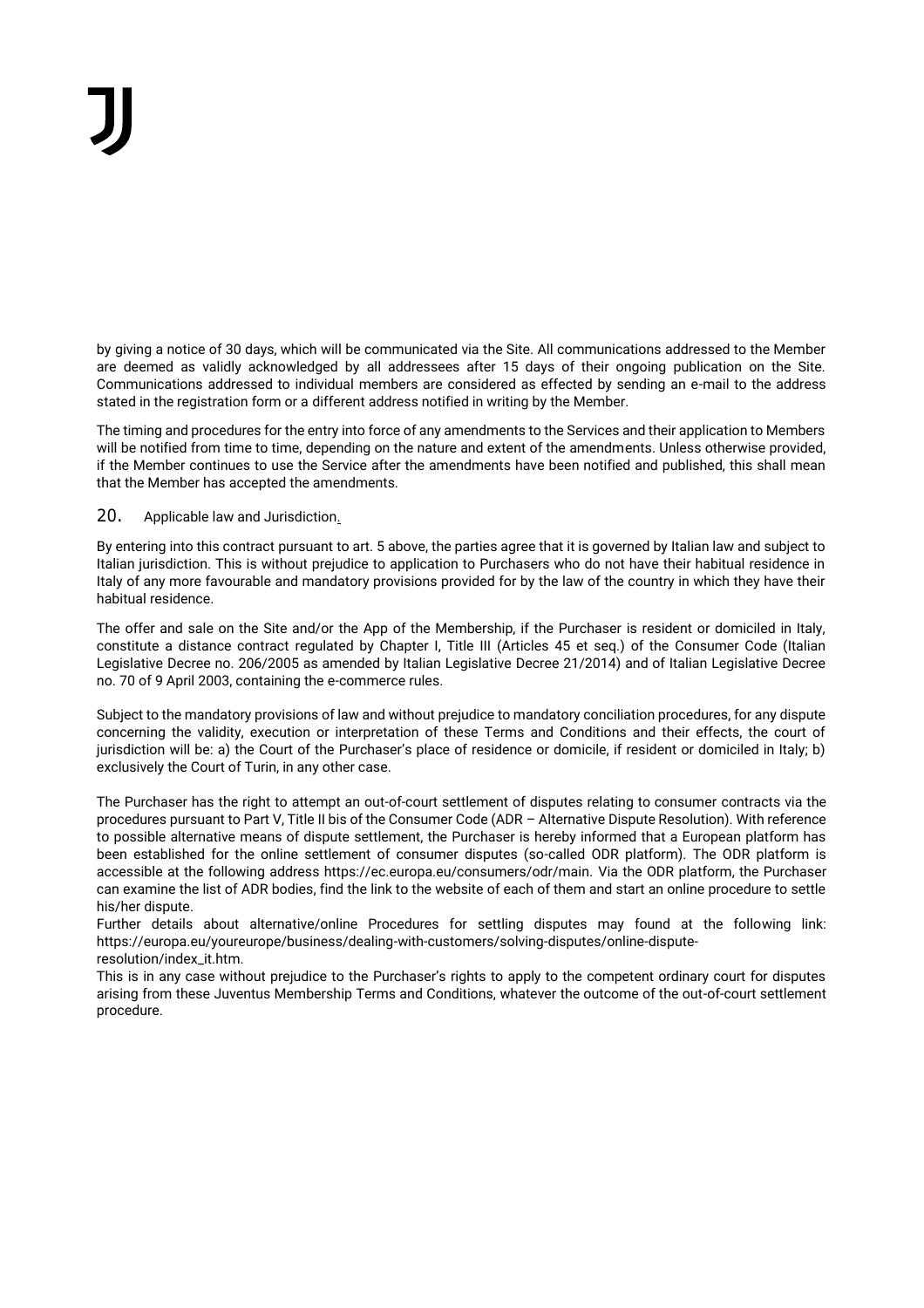by giving a notice of 30 days, which will be communicated via the Site. All communications addressed to the Member are deemed as validly acknowledged by all addressees after 15 days of their ongoing publication on the Site. Communications addressed to individual members are considered as effected by sending an e-mail to the address stated in the registration form or a different address notified in writing by the Member.

The timing and procedures for the entry into force of any amendments to the Services and their application to Members will be notified from time to time, depending on the nature and extent of the amendments. Unless otherwise provided, if the Member continues to use the Service after the amendments have been notified and published, this shall mean that the Member has accepted the amendments.

## 20. Applicable law and Jurisdiction.

By entering into this contract pursuant to art. 5 above, the parties agree that it is governed by Italian law and subject to Italian jurisdiction. This is without prejudice to application to Purchasers who do not have their habitual residence in Italy of any more favourable and mandatory provisions provided for by the law of the country in which they have their habitual residence.

The offer and sale on the Site and/or the App of the Membership, if the Purchaser is resident or domiciled in Italy, constitute a distance contract regulated by Chapter I, Title III (Articles 45 et seq.) of the Consumer Code (Italian Legislative Decree no. 206/2005 as amended by Italian Legislative Decree 21/2014) and of Italian Legislative Decree no. 70 of 9 April 2003, containing the e-commerce rules.

Subject to the mandatory provisions of law and without prejudice to mandatory conciliation procedures, for any dispute concerning the validity, execution or interpretation of these Terms and Conditions and their effects, the court of jurisdiction will be: a) the Court of the Purchaser's place of residence or domicile, if resident or domiciled in Italy; b) exclusively the Court of Turin, in any other case.

The Purchaser has the right to attempt an out-of-court settlement of disputes relating to consumer contracts via the procedures pursuant to Part V, Title II bis of the Consumer Code (ADR – Alternative Dispute Resolution). With reference to possible alternative means of dispute settlement, the Purchaser is hereby informed that a European platform has been established for the online settlement of consumer disputes (so-called ODR platform). The ODR platform is accessible at the following address https://ec.europa.eu/consumers/odr/main. Via the ODR platform, the Purchaser can examine the list of ADR bodies, find the link to the website of each of them and start an online procedure to settle his/her dispute.
Further details about alternative/online Procedures for settling disputes may found at the following link: https://europa.eu/youreurope/business/dealing-with-customers/solving-disputes/online-dispute-resolution/index_it.htm.
This is in any case without prejudice to the Purchaser's rights to apply to the competent ordinary court for disputes arising from these Juventus Membership Terms and Conditions, whatever the outcome of the out-of-court settlement procedure.